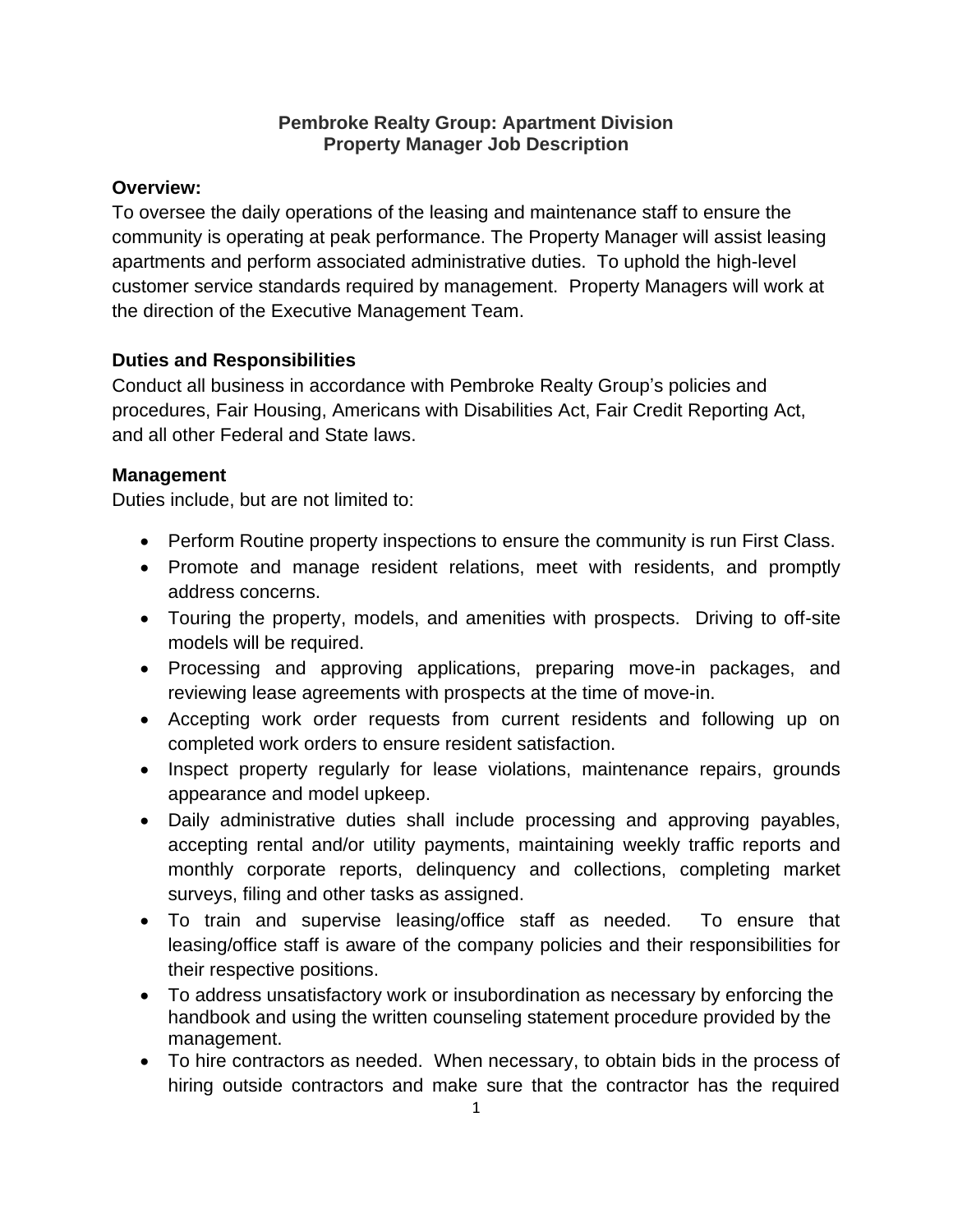# Pembroke Realty Group: Apartment Division
# Property Manager Job Description

**Overview:**

To oversee the daily operations of the leasing and maintenance staff to ensure the community is operating at peak performance. The Property Manager will assist leasing apartments and perform associated administrative duties. To uphold the high-level customer service standards required by management. Property Managers will work at the direction of the Executive Management Team.

**Duties and Responsibilities**

Conduct all business in accordance with Pembroke Realty Group's policies and procedures, Fair Housing, Americans with Disabilities Act, Fair Credit Reporting Act, and all other Federal and State laws.

**Management**

Duties include, but are not limited to:

- Perform Routine property inspections to ensure the community is run First Class.
- Promote and manage resident relations, meet with residents, and promptly address concerns.
- Touring the property, models, and amenities with prospects. Driving to off-site models will be required.
- Processing and approving applications, preparing move-in packages, and reviewing lease agreements with prospects at the time of move-in.
- Accepting work order requests from current residents and following up on completed work orders to ensure resident satisfaction.
- Inspect property regularly for lease violations, maintenance repairs, grounds appearance and model upkeep.
- Daily administrative duties shall include processing and approving payables, accepting rental and/or utility payments, maintaining weekly traffic reports and monthly corporate reports, delinquency and collections, completing market surveys, filing and other tasks as assigned.
- To train and supervise leasing/office staff as needed. To ensure that leasing/office staff is aware of the company policies and their responsibilities for their respective positions.
- To address unsatisfactory work or insubordination as necessary by enforcing the handbook and using the written counseling statement procedure provided by the management.
- To hire contractors as needed. When necessary, to obtain bids in the process of hiring outside contractors and make sure that the contractor has the required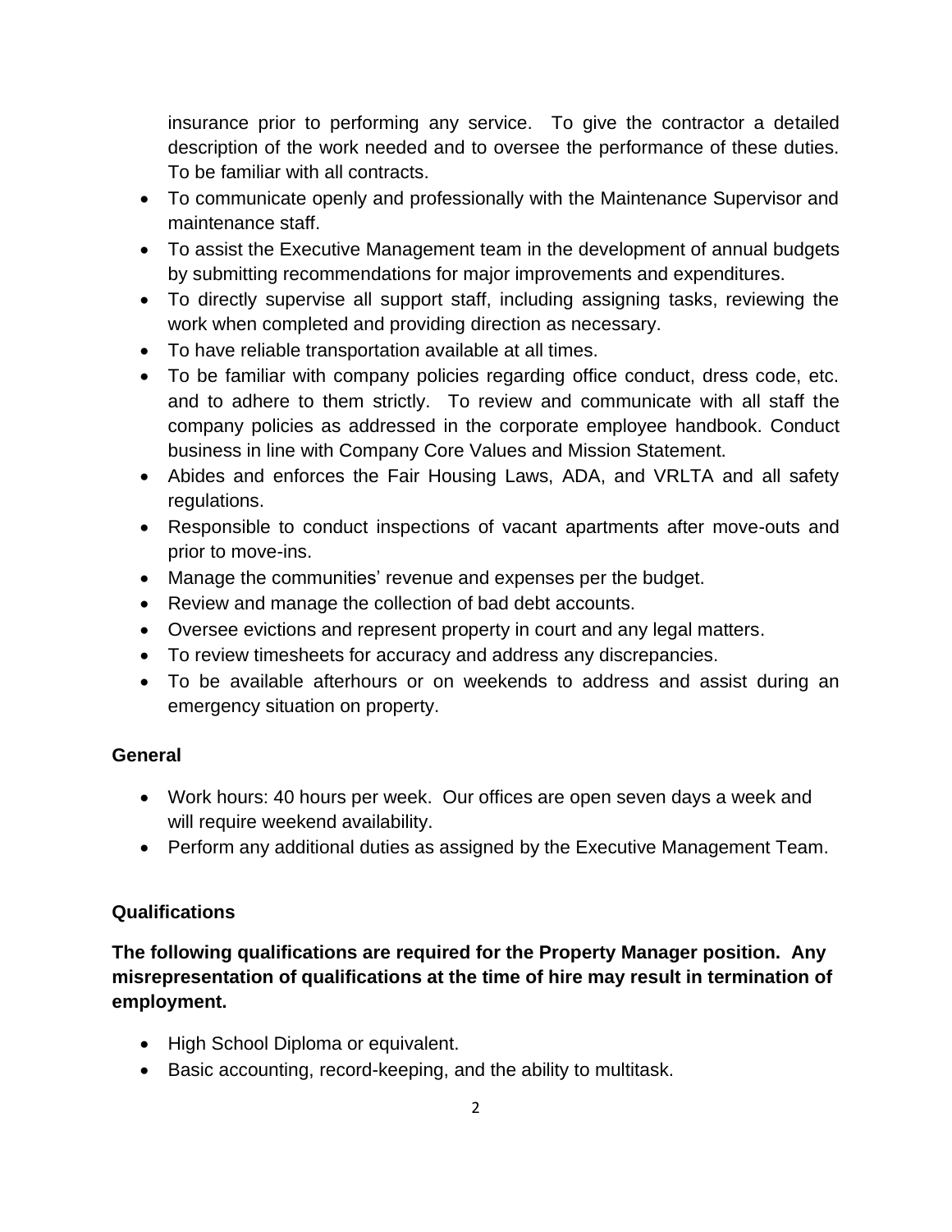insurance prior to performing any service. To give the contractor a detailed description of the work needed and to oversee the performance of these duties. To be familiar with all contracts.

- To communicate openly and professionally with the Maintenance Supervisor and maintenance staff.
- To assist the Executive Management team in the development of annual budgets by submitting recommendations for major improvements and expenditures.
- To directly supervise all support staff, including assigning tasks, reviewing the work when completed and providing direction as necessary.
- To have reliable transportation available at all times.
- To be familiar with company policies regarding office conduct, dress code, etc. and to adhere to them strictly. To review and communicate with all staff the company policies as addressed in the corporate employee handbook. Conduct business in line with Company Core Values and Mission Statement.
- Abides and enforces the Fair Housing Laws, ADA, and VRLTA and all safety regulations.
- Responsible to conduct inspections of vacant apartments after move-outs and prior to move-ins.
- Manage the communities' revenue and expenses per the budget.
- Review and manage the collection of bad debt accounts.
- Oversee evictions and represent property in court and any legal matters.
- To review timesheets for accuracy and address any discrepancies.
- To be available afterhours or on weekends to address and assist during an emergency situation on property.

**General**

- Work hours: 40 hours per week. Our offices are open seven days a week and will require weekend availability.
- Perform any additional duties as assigned by the Executive Management Team.

**Qualifications**

**The following qualifications are required for the Property Manager position. Any misrepresentation of qualifications at the time of hire may result in termination of employment.**

- High School Diploma or equivalent.
- Basic accounting, record-keeping, and the ability to multitask.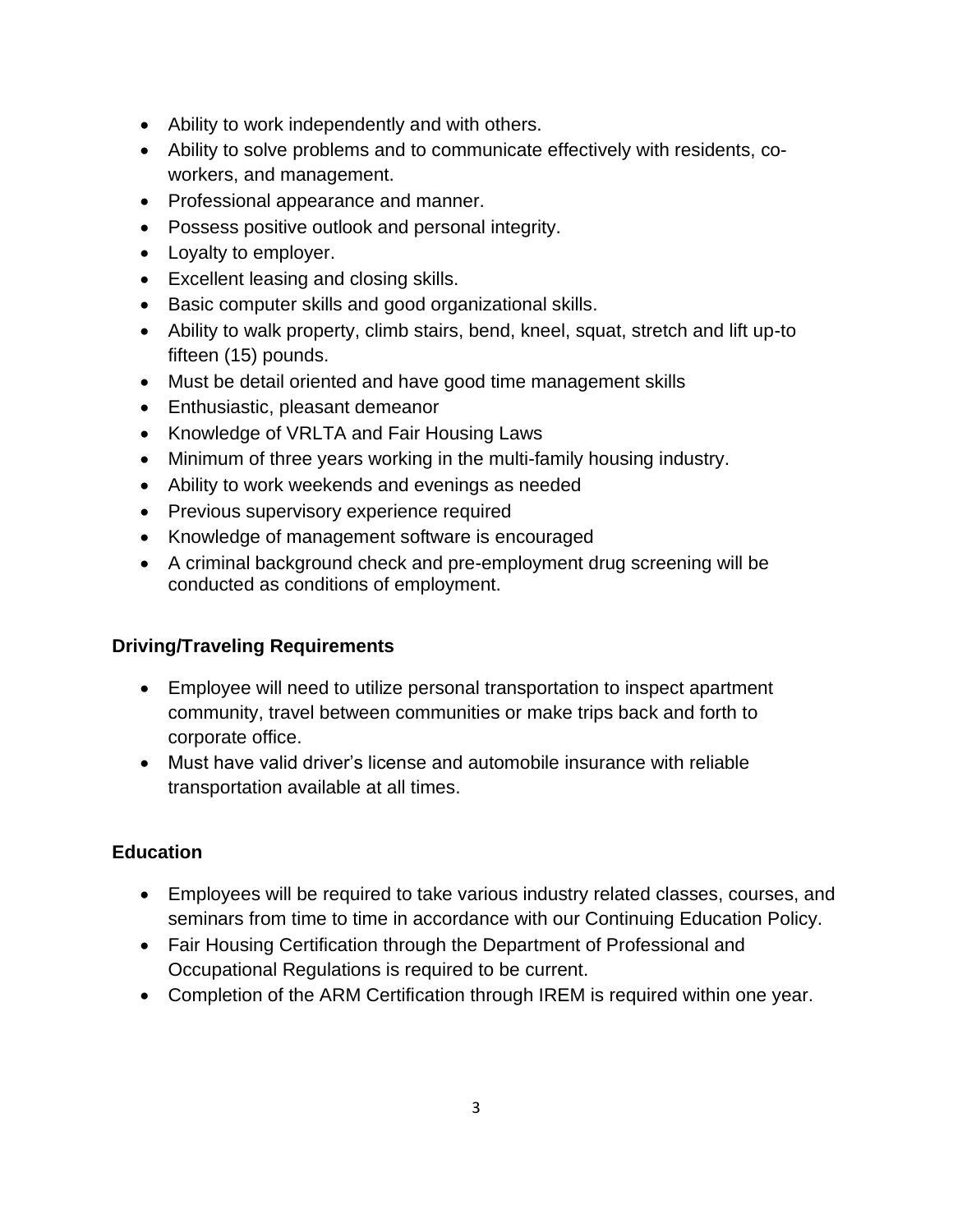- Ability to work independently and with others.
- Ability to solve problems and to communicate effectively with residents, co-workers, and management.
- Professional appearance and manner.
- Possess positive outlook and personal integrity.
- Loyalty to employer.
- Excellent leasing and closing skills.
- Basic computer skills and good organizational skills.
- Ability to walk property, climb stairs, bend, kneel, squat, stretch and lift up-to fifteen (15) pounds.
- Must be detail oriented and have good time management skills
- Enthusiastic, pleasant demeanor
- Knowledge of VRLTA and Fair Housing Laws
- Minimum of three years working in the multi-family housing industry.
- Ability to work weekends and evenings as needed
- Previous supervisory experience required
- Knowledge of management software is encouraged
- A criminal background check and pre-employment drug screening will be conducted as conditions of employment.

**Driving/Traveling Requirements**

- Employee will need to utilize personal transportation to inspect apartment community, travel between communities or make trips back and forth to corporate office.
- Must have valid driver's license and automobile insurance with reliable transportation available at all times.

**Education**

- Employees will be required to take various industry related classes, courses, and seminars from time to time in accordance with our Continuing Education Policy.
- Fair Housing Certification through the Department of Professional and Occupational Regulations is required to be current.
- Completion of the ARM Certification through IREM is required within one year.